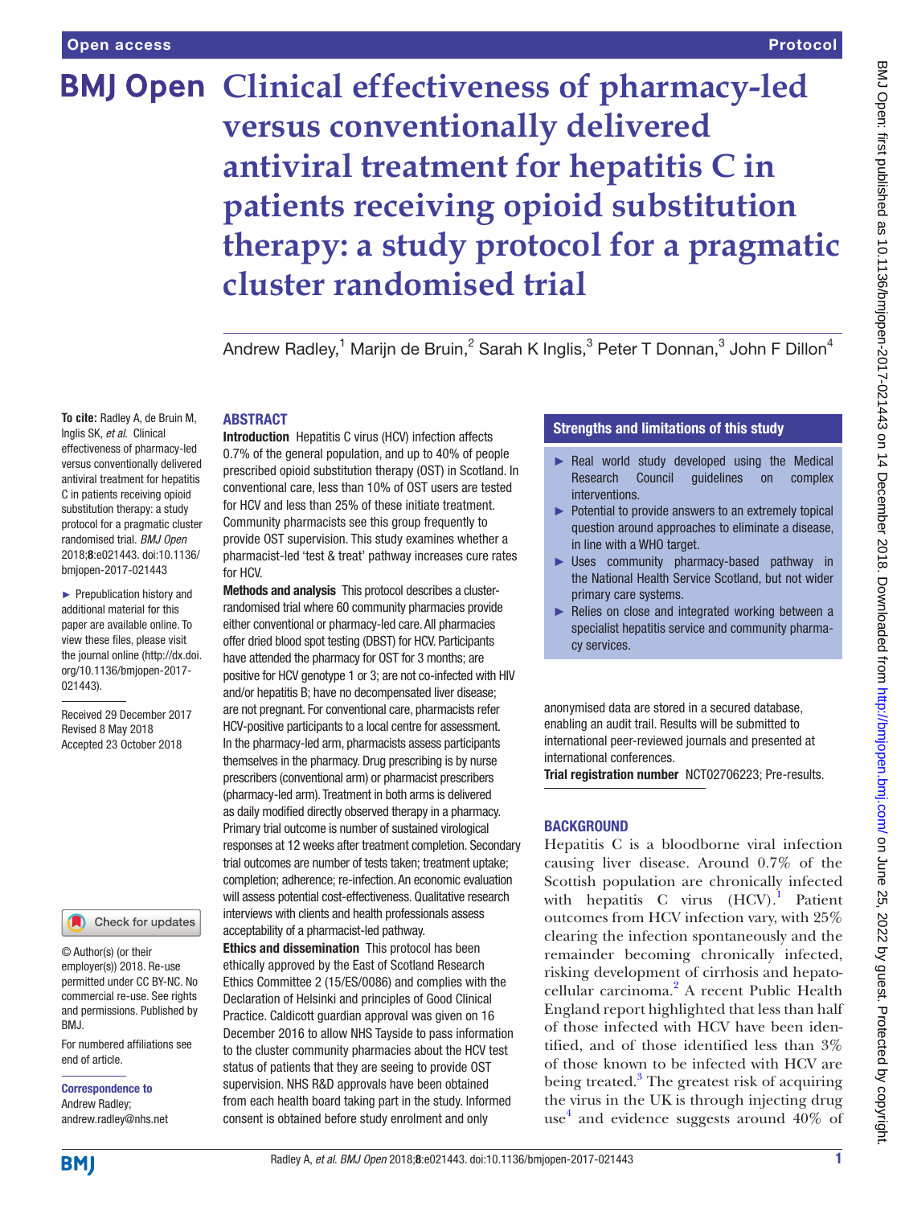# Clinical effectiveness of pharmacy-led versus conventionally delivered antiviral treatment for hepatitis C in patients receiving opioid substitution therapy: a study protocol for a pragmatic cluster randomised trial

Andrew Radley,[1] Marijn de Bruin,[2] Sarah K Inglis,[3] Peter T Donnan,[3] John F Dillon[4]

**To cite:** Radley A, de Bruin M, Inglis SK, *et al*. Clinical effectiveness of pharmacy-led versus conventionally delivered antiviral treatment for hepatitis C in patients receiving opioid substitution therapy: a study protocol for a pragmatic cluster randomised trial. *BMJ Open* 2018;**8**:e021443. doi:10.1136/bmjopen-2017-021443

► Prepublication history and additional material for this paper are available online. To view these files, please visit the journal online (http://dx.doi.org/10.1136/bmjopen-2017-021443).

Received 29 December 2017
Revised 8 May 2018
Accepted 23 October 2018

© Author(s) (or their employer(s)) 2018. Re-use permitted under CC BY-NC. No commercial re-use. See rights and permissions. Published by BMJ.

For numbered affiliations see end of article.

**Correspondence to**
Andrew Radley;
andrew.radley@nhs.net

## ABSTRACT

**Introduction** Hepatitis C virus (HCV) infection affects 0.7% of the general population, and up to 40% of people prescribed opioid substitution therapy (OST) in Scotland. In conventional care, less than 10% of OST users are tested for HCV and less than 25% of these initiate treatment. Community pharmacists see this group frequently to provide OST supervision. This study examines whether a pharmacist-led 'test & treat' pathway increases cure rates for HCV.

**Methods and analysis** This protocol describes a cluster-randomised trial where 60 community pharmacies provide either conventional or pharmacy-led care. All pharmacies offer dried blood spot testing (DBST) for HCV. Participants have attended the pharmacy for OST for 3 months; are positive for HCV genotype 1 or 3; are not co-infected with HIV and/or hepatitis B; have no decompensated liver disease; are not pregnant. For conventional care, pharmacists refer HCV-positive participants to a local centre for assessment. In the pharmacy-led arm, pharmacists assess participants themselves in the pharmacy. Drug prescribing is by nurse prescribers (conventional arm) or pharmacist prescribers (pharmacy-led arm). Treatment in both arms is delivered as daily modified directly observed therapy in a pharmacy. Primary trial outcome is number of sustained virological responses at 12 weeks after treatment completion. Secondary trial outcomes are number of tests taken; treatment uptake; completion; adherence; re-infection. An economic evaluation will assess potential cost-effectiveness. Qualitative research interviews with clients and health professionals assess acceptability of a pharmacist-led pathway.

**Ethics and dissemination** This protocol has been ethically approved by the East of Scotland Research Ethics Committee 2 (15/ES/0086) and complies with the Declaration of Helsinki and principles of Good Clinical Practice. Caldicott guardian approval was given on 16 December 2016 to allow NHS Tayside to pass information to the cluster community pharmacies about the HCV test status of patients that they are seeing to provide OST supervision. NHS R&D approvals have been obtained from each health board taking part in the study. Informed consent is obtained before study enrolment and only anonymised data are stored in a secured database, enabling an audit trail. Results will be submitted to international peer-reviewed journals and presented at international conferences.

**Trial registration number** NCT02706223; Pre-results.

### Strengths and limitations of this study

- Real world study developed using the Medical Research Council guidelines on complex interventions.
- Potential to provide answers to an extremely topical question around approaches to eliminate a disease, in line with a WHO target.
- Uses community pharmacy-based pathway in the National Health Service Scotland, but not wider primary care systems.
- Relies on close and integrated working between a specialist hepatitis service and community pharmacy services.

## BACKGROUND

Hepatitis C is a bloodborne viral infection causing liver disease. Around 0.7% of the Scottish population are chronically infected with hepatitis C virus (HCV).[1] Patient outcomes from HCV infection vary, with 25% clearing the infection spontaneously and the remainder becoming chronically infected, risking development of cirrhosis and hepatocellular carcinoma.[2] A recent Public Health England report highlighted that less than half of those infected with HCV have been identified, and of those identified less than 3% of those known to be infected with HCV are being treated.[3] The greatest risk of acquiring the virus in the UK is through injecting drug use[4] and evidence suggests around 40% of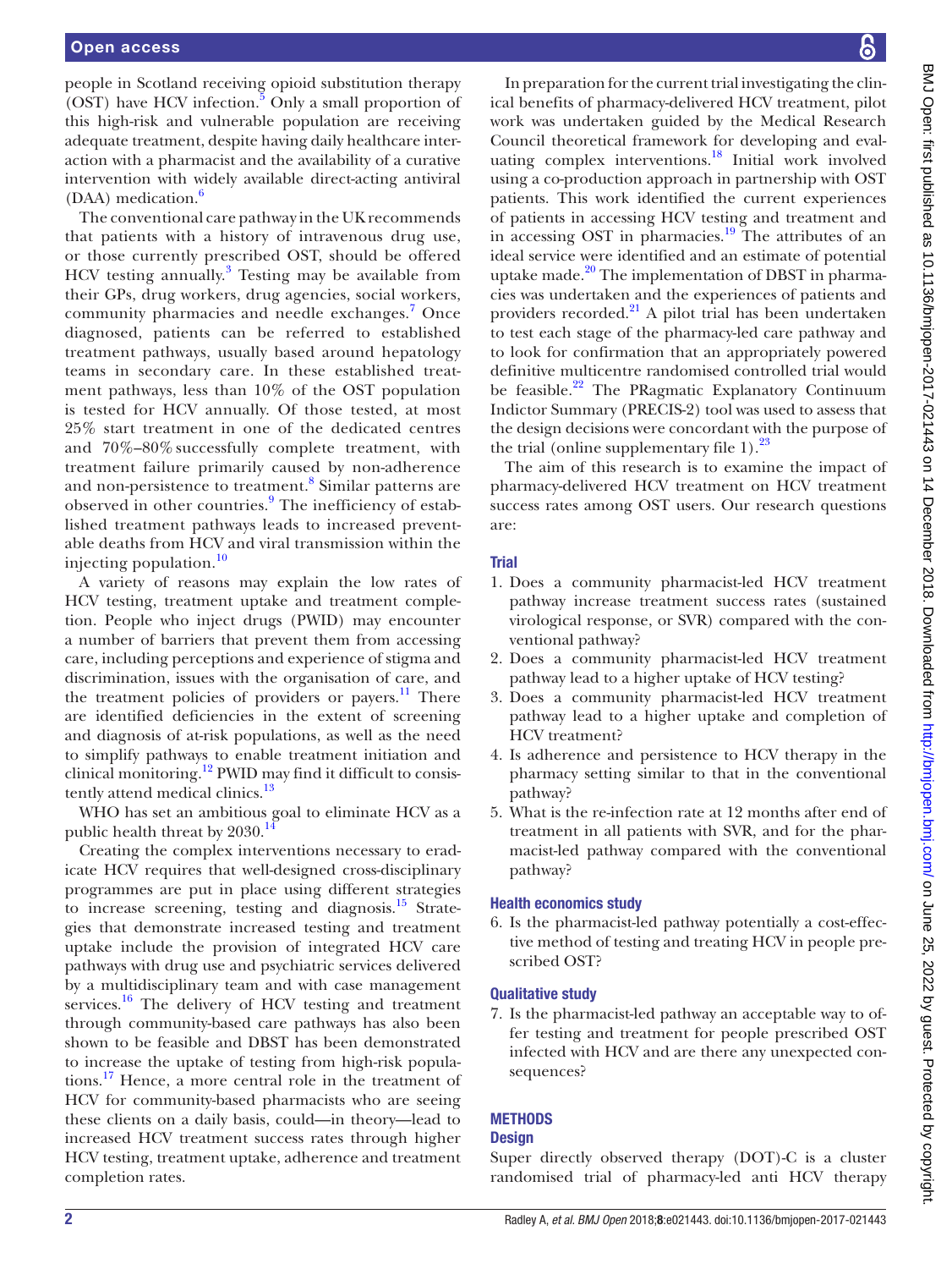people in Scotland receiving opioid substitution therapy (OST) have HCV infection.[5] Only a small proportion of this high-risk and vulnerable population are receiving adequate treatment, despite having daily healthcare interaction with a pharmacist and the availability of a curative intervention with widely available direct-acting antiviral (DAA) medication.[6]

The conventional care pathway in the UK recommends that patients with a history of intravenous drug use, or those currently prescribed OST, should be offered HCV testing annually.[3] Testing may be available from their GPs, drug workers, drug agencies, social workers, community pharmacies and needle exchanges.[7] Once diagnosed, patients can be referred to established treatment pathways, usually based around hepatology teams in secondary care. In these established treatment pathways, less than 10% of the OST population is tested for HCV annually. Of those tested, at most 25% start treatment in one of the dedicated centres and 70%–80% successfully complete treatment, with treatment failure primarily caused by non-adherence and non-persistence to treatment.[8] Similar patterns are observed in other countries.[9] The inefficiency of established treatment pathways leads to increased preventable deaths from HCV and viral transmission within the injecting population.[10]

A variety of reasons may explain the low rates of HCV testing, treatment uptake and treatment completion. People who inject drugs (PWID) may encounter a number of barriers that prevent them from accessing care, including perceptions and experience of stigma and discrimination, issues with the organisation of care, and the treatment policies of providers or payers.[11] There are identified deficiencies in the extent of screening and diagnosis of at-risk populations, as well as the need to simplify pathways to enable treatment initiation and clinical monitoring.[12] PWID may find it difficult to consistently attend medical clinics.[13]

WHO has set an ambitious goal to eliminate HCV as a public health threat by 2030.[14]

Creating the complex interventions necessary to eradicate HCV requires that well-designed cross-disciplinary programmes are put in place using different strategies to increase screening, testing and diagnosis.[15] Strategies that demonstrate increased testing and treatment uptake include the provision of integrated HCV care pathways with drug use and psychiatric services delivered by a multidisciplinary team and with case management services.[16] The delivery of HCV testing and treatment through community-based care pathways has also been shown to be feasible and DBST has been demonstrated to increase the uptake of testing from high-risk populations.[17] Hence, a more central role in the treatment of HCV for community-based pharmacists who are seeing these clients on a daily basis, could—in theory—lead to increased HCV treatment success rates through higher HCV testing, treatment uptake, adherence and treatment completion rates.

In preparation for the current trial investigating the clinical benefits of pharmacy-delivered HCV treatment, pilot work was undertaken guided by the Medical Research Council theoretical framework for developing and evaluating complex interventions.[18] Initial work involved using a co-production approach in partnership with OST patients. This work identified the current experiences of patients in accessing HCV testing and treatment and in accessing OST in pharmacies.[19] The attributes of an ideal service were identified and an estimate of potential uptake made.[20] The implementation of DBST in pharmacies was undertaken and the experiences of patients and providers recorded.[21] A pilot trial has been undertaken to test each stage of the pharmacy-led care pathway and to look for confirmation that an appropriately powered definitive multicentre randomised controlled trial would be feasible.[22] The PRagmatic Explanatory Continuum Indictor Summary (PRECIS-2) tool was used to assess that the design decisions were concordant with the purpose of the trial (online supplementary file 1).[23]

The aim of this research is to examine the impact of pharmacy-delivered HCV treatment on HCV treatment success rates among OST users. Our research questions are:

### Trial

1. Does a community pharmacist-led HCV treatment pathway increase treatment success rates (sustained virological response, or SVR) compared with the conventional pathway?
2. Does a community pharmacist-led HCV treatment pathway lead to a higher uptake of HCV testing?
3. Does a community pharmacist-led HCV treatment pathway lead to a higher uptake and completion of HCV treatment?
4. Is adherence and persistence to HCV therapy in the pharmacy setting similar to that in the conventional pathway?
5. What is the re-infection rate at 12 months after end of treatment in all patients with SVR, and for the pharmacist-led pathway compared with the conventional pathway?

### Health economics study

6. Is the pharmacist-led pathway potentially a cost-effective method of testing and treating HCV in people prescribed OST?

### Qualitative study

7. Is the pharmacist-led pathway an acceptable way to offer testing and treatment for people prescribed OST infected with HCV and are there any unexpected consequences?

## METHODS

### Design

Super directly observed therapy (DOT)-C is a cluster randomised trial of pharmacy-led anti HCV therapy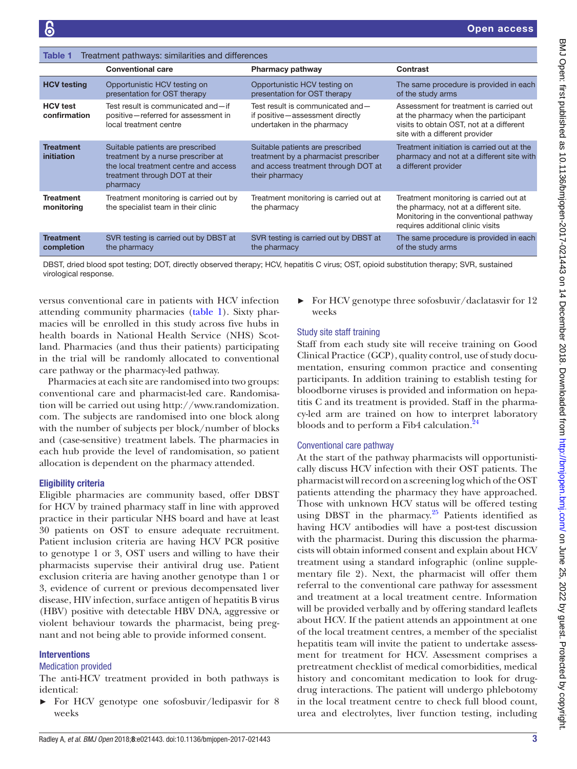Table 1 Treatment pathways: similarities and differences

| | Conventional care | Pharmacy pathway | Contrast |
|---|---|---|---|
| **HCV testing** | Opportunistic HCV testing on presentation for OST therapy | Opportunistic HCV testing on presentation for OST therapy | The same procedure is provided in each of the study arms |
| **HCV test confirmation** | Test result is communicated and—if positive—referred for assessment in local treatment centre | Test result is communicated and—if positive—assessment directly undertaken in the pharmacy | Assessment for treatment is carried out at the pharmacy when the participant visits to obtain OST, not at a different site with a different provider |
| **Treatment initiation** | Suitable patients are prescribed treatment by a nurse prescriber at the local treatment centre and access treatment through DOT at their pharmacy | Suitable patients are prescribed treatment by a pharmacist prescriber and access treatment through DOT at their pharmacy | Treatment initiation is carried out at the pharmacy and not at a different site with a different provider |
| **Treatment monitoring** | Treatment monitoring is carried out by the specialist team in their clinic | Treatment monitoring is carried out at the pharmacy | Treatment monitoring is carried out at the pharmacy, not at a different site. Monitoring in the conventional pathway requires additional clinic visits |
| **Treatment completion** | SVR testing is carried out by DBST at the pharmacy | SVR testing is carried out by DBST at the pharmacy | The same procedure is provided in each of the study arms |

DBST, dried blood spot testing; DOT, directly observed therapy; HCV, hepatitis C virus; OST, opioid substitution therapy; SVR, sustained virological response.

versus conventional care in patients with HCV infection attending community pharmacies (table 1). Sixty pharmacies will be enrolled in this study across five hubs in health boards in National Health Service (NHS) Scotland. Pharmacies (and thus their patients) participating in the trial will be randomly allocated to conventional care pathway or the pharmacy-led pathway.

Pharmacies at each site are randomised into two groups: conventional care and pharmacist-led care. Randomisation will be carried out using http://www.randomization.com. The subjects are randomised into one block along with the number of subjects per block/number of blocks and (case-sensitive) treatment labels. The pharmacies in each hub provide the level of randomisation, so patient allocation is dependent on the pharmacy attended.

### Eligibility criteria

Eligible pharmacies are community based, offer DBST for HCV by trained pharmacy staff in line with approved practice in their particular NHS board and have at least 30 patients on OST to ensure adequate recruitment. Patient inclusion criteria are having HCV PCR positive to genotype 1 or 3, OST users and willing to have their pharmacists supervise their antiviral drug use. Patient exclusion criteria are having another genotype than 1 or 3, evidence of current or previous decompensated liver disease, HIV infection, surface antigen of hepatitis B virus (HBV) positive with detectable HBV DNA, aggressive or violent behaviour towards the pharmacist, being pregnant and not being able to provide informed consent.

### Interventions

#### Medication provided

The anti-HCV treatment provided in both pathways is identical:

- For HCV genotype one sofosbuvir/ledipasvir for 8 weeks
- For HCV genotype three sofosbuvir/daclatasvir for 12 weeks

#### Study site staff training

Staff from each study site will receive training on Good Clinical Practice (GCP), quality control, use of study documentation, ensuring common practice and consenting participants. In addition training to establish testing for bloodborne viruses is provided and information on hepatitis C and its treatment is provided. Staff in the pharmacy-led arm are trained on how to interpret laboratory bloods and to perform a Fib4 calculation.[24]

#### Conventional care pathway

At the start of the pathway pharmacists will opportunistically discuss HCV infection with their OST patients. The pharmacist will record on a screening log which of the OST patients attending the pharmacy they have approached. Those with unknown HCV status will be offered testing using DBST in the pharmacy.[25] Patients identified as having HCV antibodies will have a post-test discussion with the pharmacist. During this discussion the pharmacists will obtain informed consent and explain about HCV treatment using a standard infographic (online supplementary file 2). Next, the pharmacist will offer them referral to the conventional care pathway for assessment and treatment at a local treatment centre. Information will be provided verbally and by offering standard leaflets about HCV. If the patient attends an appointment at one of the local treatment centres, a member of the specialist hepatitis team will invite the patient to undertake assessment for treatment for HCV. Assessment comprises a pretreatment checklist of medical comorbidities, medical history and concomitant medication to look for drug-drug interactions. The patient will undergo phlebotomy in the local treatment centre to check full blood count, urea and electrolytes, liver function testing, including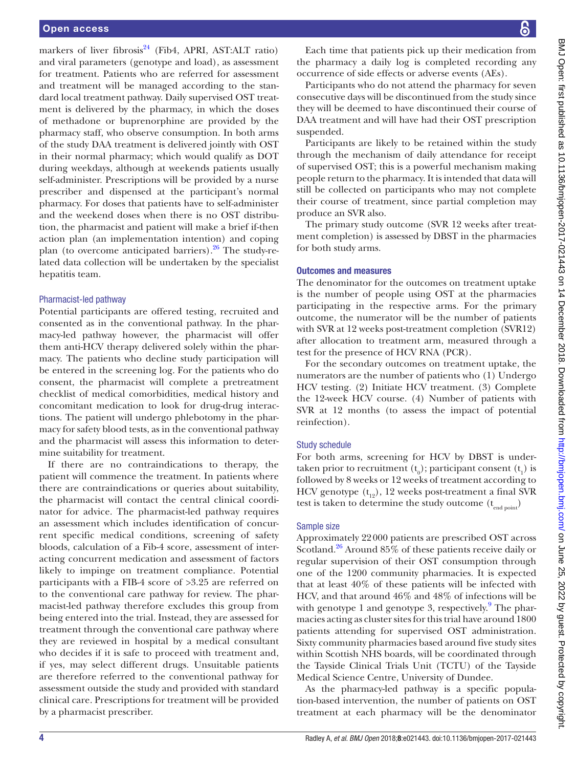markers of liver fibrosis[24] (Fib4, APRI, AST:ALT ratio) and viral parameters (genotype and load), as assessment for treatment. Patients who are referred for assessment and treatment will be managed according to the standard local treatment pathway. Daily supervised OST treatment is delivered by the pharmacy, in which the doses of methadone or buprenorphine are provided by the pharmacy staff, who observe consumption. In both arms of the study DAA treatment is delivered jointly with OST in their normal pharmacy; which would qualify as DOT during weekdays, although at weekends patients usually self-administer. Prescriptions will be provided by a nurse prescriber and dispensed at the participant's normal pharmacy. For doses that patients have to self-administer and the weekend doses when there is no OST distribution, the pharmacist and patient will make a brief if-then action plan (an implementation intention) and coping plan (to overcome anticipated barriers).[26] The study-related data collection will be undertaken by the specialist hepatitis team.

### Pharmacist-led pathway

Potential participants are offered testing, recruited and consented as in the conventional pathway. In the pharmacy-led pathway however, the pharmacist will offer them anti-HCV therapy delivered solely within the pharmacy. The patients who decline study participation will be entered in the screening log. For the patients who do consent, the pharmacist will complete a pretreatment checklist of medical comorbidities, medical history and concomitant medication to look for drug-drug interactions. The patient will undergo phlebotomy in the pharmacy for safety blood tests, as in the conventional pathway and the pharmacist will assess this information to determine suitability for treatment.

If there are no contraindications to therapy, the patient will commence the treatment. In patients where there are contraindications or queries about suitability, the pharmacist will contact the central clinical coordinator for advice. The pharmacist-led pathway requires an assessment which includes identification of concurrent specific medical conditions, screening of safety bloods, calculation of a Fib-4 score, assessment of interacting concurrent medication and assessment of factors likely to impinge on treatment compliance. Potential participants with a FIB-4 score of >3.25 are referred on to the conventional care pathway for review. The pharmacist-led pathway therefore excludes this group from being entered into the trial. Instead, they are assessed for treatment through the conventional care pathway where they are reviewed in hospital by a medical consultant who decides if it is safe to proceed with treatment and, if yes, may select different drugs. Unsuitable patients are therefore referred to the conventional pathway for assessment outside the study and provided with standard clinical care. Prescriptions for treatment will be provided by a pharmacist prescriber.

Each time that patients pick up their medication from the pharmacy a daily log is completed recording any occurrence of side effects or adverse events (AEs).

Participants who do not attend the pharmacy for seven consecutive days will be discontinued from the study since they will be deemed to have discontinued their course of DAA treatment and will have had their OST prescription suspended.

Participants are likely to be retained within the study through the mechanism of daily attendance for receipt of supervised OST; this is a powerful mechanism making people return to the pharmacy. It is intended that data will still be collected on participants who may not complete their course of treatment, since partial completion may produce an SVR also.

The primary study outcome (SVR 12 weeks after treatment completion) is assessed by DBST in the pharmacies for both study arms.

## Outcomes and measures

The denominator for the outcomes on treatment uptake is the number of people using OST at the pharmacies participating in the respective arms. For the primary outcome, the numerator will be the number of patients with SVR at 12 weeks post-treatment completion (SVR12) after allocation to treatment arm, measured through a test for the presence of HCV RNA (PCR).

For the secondary outcomes on treatment uptake, the numerators are the number of patients who (1) Undergo HCV testing. (2) Initiate HCV treatment. (3) Complete the 12-week HCV course. (4) Number of patients with SVR at 12 months (to assess the impact of potential reinfection).

### Study schedule

For both arms, screening for HCV by DBST is undertaken prior to recruitment ($t_0$); participant consent ($t_1$) is followed by 8 weeks or 12 weeks of treatment according to HCV genotype ($t_{12}$), 12 weeks post-treatment a final SVR test is taken to determine the study outcome ($t_{\text{end point}}$)

### Sample size

Approximately 22000 patients are prescribed OST across Scotland.[26] Around 85% of these patients receive daily or regular supervision of their OST consumption through one of the 1200 community pharmacies. It is expected that at least 40% of these patients will be infected with HCV, and that around 46% and 48% of infections will be with genotype 1 and genotype 3, respectively.[9] The pharmacies acting as cluster sites for this trial have around 1800 patients attending for supervised OST administration. Sixty community pharmacies based around five study sites within Scottish NHS boards, will be coordinated through the Tayside Clinical Trials Unit (TCTU) of the Tayside Medical Science Centre, University of Dundee.

As the pharmacy-led pathway is a specific population-based intervention, the number of patients on OST treatment at each pharmacy will be the denominator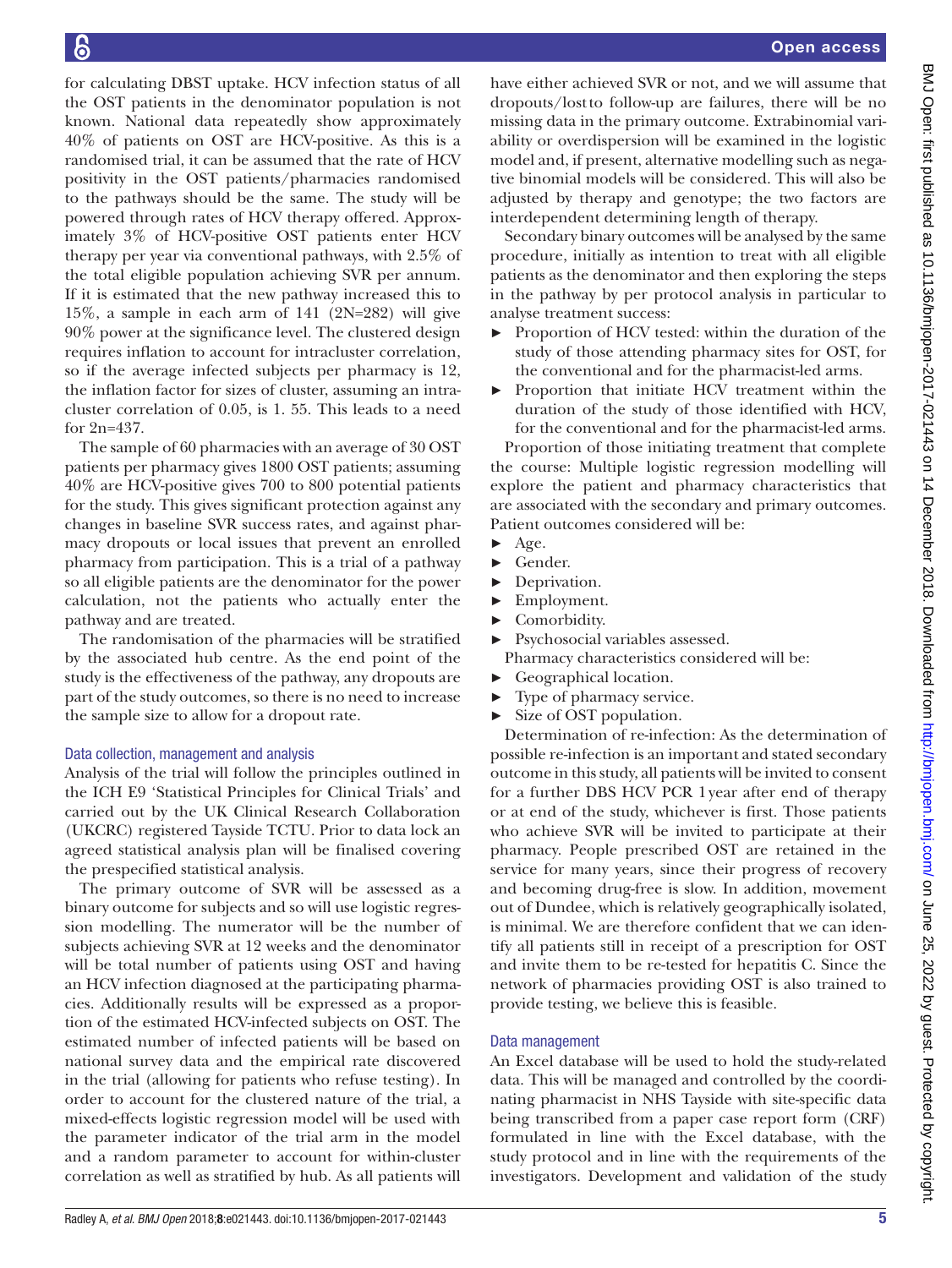for calculating DBST uptake. HCV infection status of all the OST patients in the denominator population is not known. National data repeatedly show approximately 40% of patients on OST are HCV-positive. As this is a randomised trial, it can be assumed that the rate of HCV positivity in the OST patients/pharmacies randomised to the pathways should be the same. The study will be powered through rates of HCV therapy offered. Approximately 3% of HCV-positive OST patients enter HCV therapy per year via conventional pathways, with 2.5% of the total eligible population achieving SVR per annum. If it is estimated that the new pathway increased this to 15%, a sample in each arm of 141 (2N=282) will give 90% power at the significance level. The clustered design requires inflation to account for intracluster correlation, so if the average infected subjects per pharmacy is 12, the inflation factor for sizes of cluster, assuming an intracluster correlation of 0.05, is 1. 55. This leads to a need for 2n=437.

The sample of 60 pharmacies with an average of 30 OST patients per pharmacy gives 1800 OST patients; assuming 40% are HCV-positive gives 700 to 800 potential patients for the study. This gives significant protection against any changes in baseline SVR success rates, and against pharmacy dropouts or local issues that prevent an enrolled pharmacy from participation. This is a trial of a pathway so all eligible patients are the denominator for the power calculation, not the patients who actually enter the pathway and are treated.

The randomisation of the pharmacies will be stratified by the associated hub centre. As the end point of the study is the effectiveness of the pathway, any dropouts are part of the study outcomes, so there is no need to increase the sample size to allow for a dropout rate.

### Data collection, management and analysis

Analysis of the trial will follow the principles outlined in the ICH E9 'Statistical Principles for Clinical Trials' and carried out by the UK Clinical Research Collaboration (UKCRC) registered Tayside TCTU. Prior to data lock an agreed statistical analysis plan will be finalised covering the prespecified statistical analysis.

The primary outcome of SVR will be assessed as a binary outcome for subjects and so will use logistic regression modelling. The numerator will be the number of subjects achieving SVR at 12 weeks and the denominator will be total number of patients using OST and having an HCV infection diagnosed at the participating pharmacies. Additionally results will be expressed as a proportion of the estimated HCV-infected subjects on OST. The estimated number of infected patients will be based on national survey data and the empirical rate discovered in the trial (allowing for patients who refuse testing). In order to account for the clustered nature of the trial, a mixed-effects logistic regression model will be used with the parameter indicator of the trial arm in the model and a random parameter to account for within-cluster correlation as well as stratified by hub. As all patients will have either achieved SVR or not, and we will assume that dropouts/lostto follow-up are failures, there will be no missing data in the primary outcome. Extrabinomial variability or overdispersion will be examined in the logistic model and, if present, alternative modelling such as negative binomial models will be considered. This will also be adjusted by therapy and genotype; the two factors are interdependent determining length of therapy.

Secondary binary outcomes will be analysed by the same procedure, initially as intention to treat with all eligible patients as the denominator and then exploring the steps in the pathway by per protocol analysis in particular to analyse treatment success:

- Proportion of HCV tested: within the duration of the study of those attending pharmacy sites for OST, for the conventional and for the pharmacist-led arms.
- Proportion that initiate HCV treatment within the duration of the study of those identified with HCV, for the conventional and for the pharmacist-led arms.

Proportion of those initiating treatment that complete the course: Multiple logistic regression modelling will explore the patient and pharmacy characteristics that are associated with the secondary and primary outcomes. Patient outcomes considered will be:

- Age.
- Gender.
- Deprivation.
- Employment.
- Comorbidity.
- Psychosocial variables assessed.

Pharmacy characteristics considered will be:

- Geographical location.
- Type of pharmacy service.
- Size of OST population.

Determination of re-infection: As the determination of possible re-infection is an important and stated secondary outcome in this study, all patients will be invited to consent for a further DBS HCV PCR 1 year after end of therapy or at end of the study, whichever is first. Those patients who achieve SVR will be invited to participate at their pharmacy. People prescribed OST are retained in the service for many years, since their progress of recovery and becoming drug-free is slow. In addition, movement out of Dundee, which is relatively geographically isolated, is minimal. We are therefore confident that we can identify all patients still in receipt of a prescription for OST and invite them to be re-tested for hepatitis C. Since the network of pharmacies providing OST is also trained to provide testing, we believe this is feasible.

### Data management

An Excel database will be used to hold the study-related data. This will be managed and controlled by the coordinating pharmacist in NHS Tayside with site-specific data being transcribed from a paper case report form (CRF) formulated in line with the Excel database, with the study protocol and in line with the requirements of the investigators. Development and validation of the study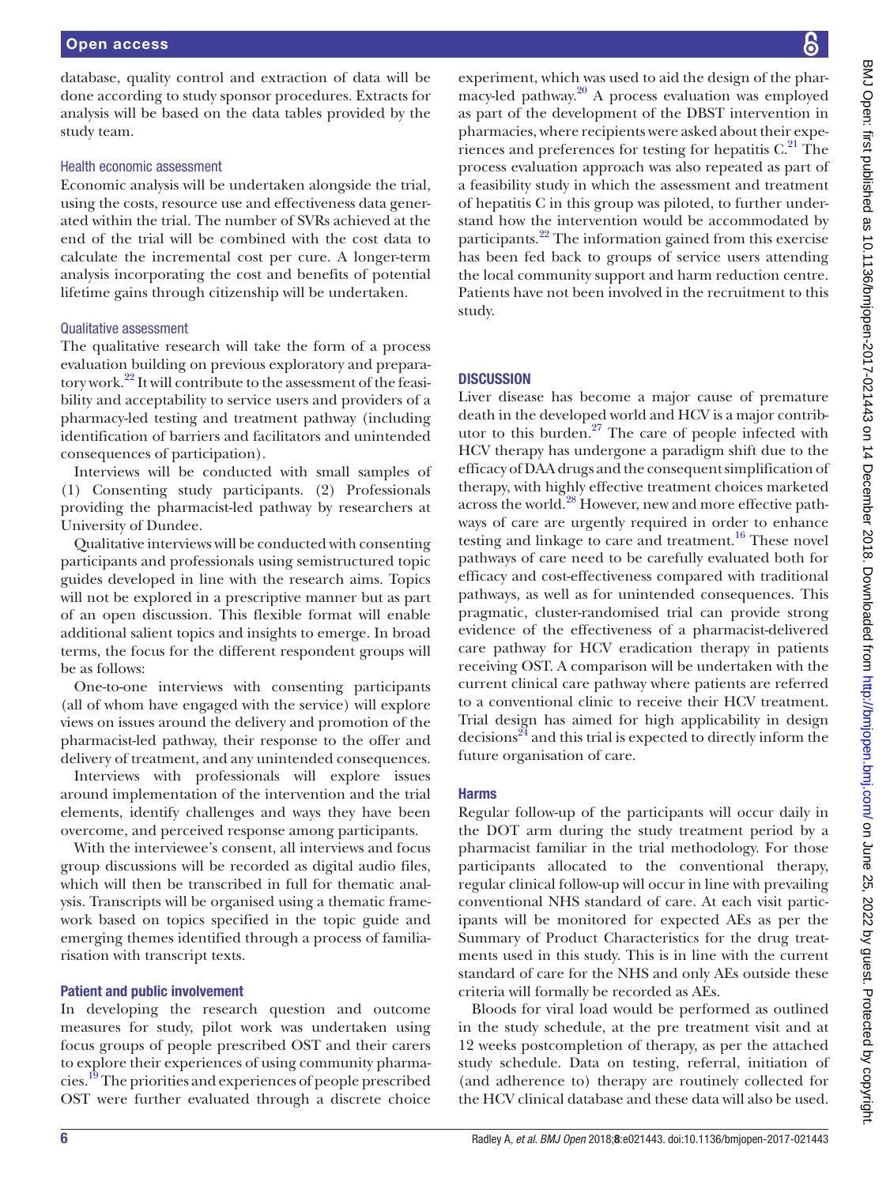database, quality control and extraction of data will be done according to study sponsor procedures. Extracts for analysis will be based on the data tables provided by the study team.

### Health economic assessment

Economic analysis will be undertaken alongside the trial, using the costs, resource use and effectiveness data generated within the trial. The number of SVRs achieved at the end of the trial will be combined with the cost data to calculate the incremental cost per cure. A longer-term analysis incorporating the cost and benefits of potential lifetime gains through citizenship will be undertaken.

### Qualitative assessment

The qualitative research will take the form of a process evaluation building on previous exploratory and preparatory work.[22] It will contribute to the assessment of the feasibility and acceptability to service users and providers of a pharmacy-led testing and treatment pathway (including identification of barriers and facilitators and unintended consequences of participation).

Interviews will be conducted with small samples of (1) Consenting study participants. (2) Professionals providing the pharmacist-led pathway by researchers at University of Dundee.

Qualitative interviews will be conducted with consenting participants and professionals using semistructured topic guides developed in line with the research aims. Topics will not be explored in a prescriptive manner but as part of an open discussion. This flexible format will enable additional salient topics and insights to emerge. In broad terms, the focus for the different respondent groups will be as follows:

One-to-one interviews with consenting participants (all of whom have engaged with the service) will explore views on issues around the delivery and promotion of the pharmacist-led pathway, their response to the offer and delivery of treatment, and any unintended consequences.

Interviews with professionals will explore issues around implementation of the intervention and the trial elements, identify challenges and ways they have been overcome, and perceived response among participants.

With the interviewee's consent, all interviews and focus group discussions will be recorded as digital audio files, which will then be transcribed in full for thematic analysis. Transcripts will be organised using a thematic framework based on topics specified in the topic guide and emerging themes identified through a process of familiarisation with transcript texts.

### Patient and public involvement

In developing the research question and outcome measures for study, pilot work was undertaken using focus groups of people prescribed OST and their carers to explore their experiences of using community pharmacies.[19] The priorities and experiences of people prescribed OST were further evaluated through a discrete choice experiment, which was used to aid the design of the pharmacy-led pathway.[20] A process evaluation was employed as part of the development of the DBST intervention in pharmacies, where recipients were asked about their experiences and preferences for testing for hepatitis C.[21] The process evaluation approach was also repeated as part of a feasibility study in which the assessment and treatment of hepatitis C in this group was piloted, to further understand how the intervention would be accommodated by participants.[22] The information gained from this exercise has been fed back to groups of service users attending the local community support and harm reduction centre. Patients have not been involved in the recruitment to this study.

## DISCUSSION

Liver disease has become a major cause of premature death in the developed world and HCV is a major contributor to this burden.[27] The care of people infected with HCV therapy has undergone a paradigm shift due to the efficacy of DAA drugs and the consequent simplification of therapy, with highly effective treatment choices marketed across the world.[28] However, new and more effective pathways of care are urgently required in order to enhance testing and linkage to care and treatment.[16] These novel pathways of care need to be carefully evaluated both for efficacy and cost-effectiveness compared with traditional pathways, as well as for unintended consequences. This pragmatic, cluster-randomised trial can provide strong evidence of the effectiveness of a pharmacist-delivered care pathway for HCV eradication therapy in patients receiving OST. A comparison will be undertaken with the current clinical care pathway where patients are referred to a conventional clinic to receive their HCV treatment. Trial design has aimed for high applicability in design decisions[24] and this trial is expected to directly inform the future organisation of care.

### Harms

Regular follow-up of the participants will occur daily in the DOT arm during the study treatment period by a pharmacist familiar in the trial methodology. For those participants allocated to the conventional therapy, regular clinical follow-up will occur in line with prevailing conventional NHS standard of care. At each visit participants will be monitored for expected AEs as per the Summary of Product Characteristics for the drug treatments used in this study. This is in line with the current standard of care for the NHS and only AEs outside these criteria will formally be recorded as AEs.

Bloods for viral load would be performed as outlined in the study schedule, at the pre treatment visit and at 12 weeks postcompletion of therapy, as per the attached study schedule. Data on testing, referral, initiation of (and adherence to) therapy are routinely collected for the HCV clinical database and these data will also be used.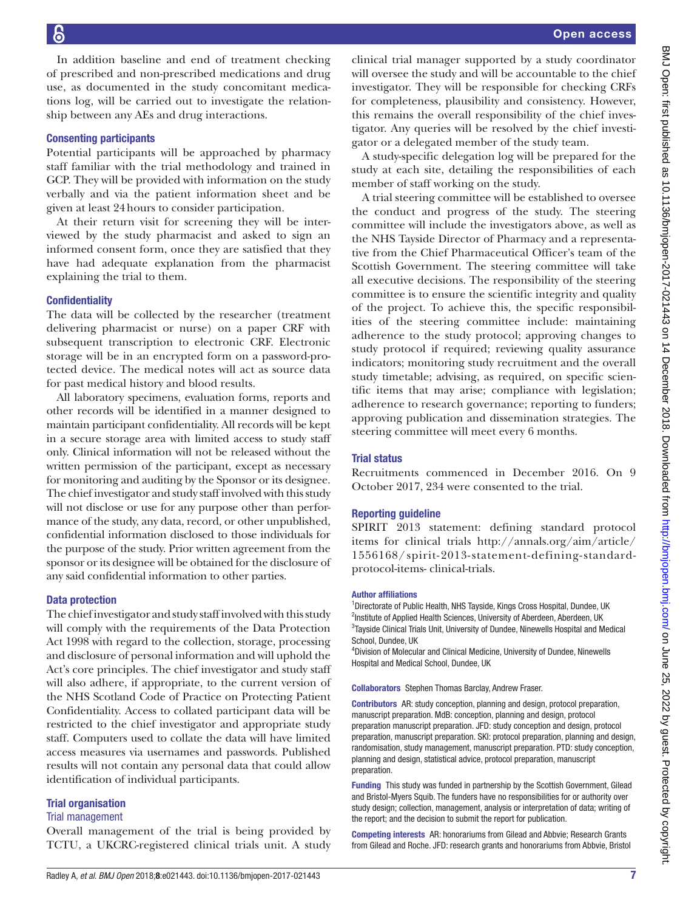In addition baseline and end of treatment checking of prescribed and non-prescribed medications and drug use, as documented in the study concomitant medications log, will be carried out to investigate the relationship between any AEs and drug interactions.

### Consenting participants

Potential participants will be approached by pharmacy staff familiar with the trial methodology and trained in GCP. They will be provided with information on the study verbally and via the patient information sheet and be given at least 24 hours to consider participation.

At their return visit for screening they will be interviewed by the study pharmacist and asked to sign an informed consent form, once they are satisfied that they have had adequate explanation from the pharmacist explaining the trial to them.

### Confidentiality

The data will be collected by the researcher (treatment delivering pharmacist or nurse) on a paper CRF with subsequent transcription to electronic CRF. Electronic storage will be in an encrypted form on a password-protected device. The medical notes will act as source data for past medical history and blood results.

All laboratory specimens, evaluation forms, reports and other records will be identified in a manner designed to maintain participant confidentiality. All records will be kept in a secure storage area with limited access to study staff only. Clinical information will not be released without the written permission of the participant, except as necessary for monitoring and auditing by the Sponsor or its designee. The chief investigator and study staff involved with this study will not disclose or use for any purpose other than performance of the study, any data, record, or other unpublished, confidential information disclosed to those individuals for the purpose of the study. Prior written agreement from the sponsor or its designee will be obtained for the disclosure of any said confidential information to other parties.

### Data protection

The chief investigator and study staff involved with this study will comply with the requirements of the Data Protection Act 1998 with regard to the collection, storage, processing and disclosure of personal information and will uphold the Act's core principles. The chief investigator and study staff will also adhere, if appropriate, to the current version of the NHS Scotland Code of Practice on Protecting Patient Confidentiality. Access to collated participant data will be restricted to the chief investigator and appropriate study staff. Computers used to collate the data will have limited access measures via usernames and passwords. Published results will not contain any personal data that could allow identification of individual participants.

### Trial organisation

#### Trial management

Overall management of the trial is being provided by TCTU, a UKCRC-registered clinical trials unit. A study clinical trial manager supported by a study coordinator will oversee the study and will be accountable to the chief investigator. They will be responsible for checking CRFs for completeness, plausibility and consistency. However, this remains the overall responsibility of the chief investigator. Any queries will be resolved by the chief investigator or a delegated member of the study team.

A study-specific delegation log will be prepared for the study at each site, detailing the responsibilities of each member of staff working on the study.

A trial steering committee will be established to oversee the conduct and progress of the study. The steering committee will include the investigators above, as well as the NHS Tayside Director of Pharmacy and a representative from the Chief Pharmaceutical Officer's team of the Scottish Government. The steering committee will take all executive decisions. The responsibility of the steering committee is to ensure the scientific integrity and quality of the project. To achieve this, the specific responsibilities of the steering committee include: maintaining adherence to the study protocol; approving changes to study protocol if required; reviewing quality assurance indicators; monitoring study recruitment and the overall study timetable; advising, as required, on specific scientific items that may arise; compliance with legislation; adherence to research governance; reporting to funders; approving publication and dissemination strategies. The steering committee will meet every 6 months.

### Trial status

Recruitments commenced in December 2016. On 9 October 2017, 234 were consented to the trial.

### Reporting guideline

SPIRIT 2013 statement: defining standard protocol items for clinical trials http://annals.org/aim/article/1556168/spirit-2013-statement-defining-standard-protocol-items- clinical-trials.

**Author affiliations**

[1]Directorate of Public Health, NHS Tayside, Kings Cross Hospital, Dundee, UK
[2]Institute of Applied Health Sciences, University of Aberdeen, Aberdeen, UK
[3]Tayside Clinical Trials Unit, University of Dundee, Ninewells Hospital and Medical School, Dundee, UK
[4]Division of Molecular and Clinical Medicine, University of Dundee, Ninewells Hospital and Medical School, Dundee, UK

**Collaborators** Stephen Thomas Barclay, Andrew Fraser.

**Contributors** AR: study conception, planning and design, protocol preparation, manuscript preparation. MdB: conception, planning and design, protocol preparation manuscript preparation. JFD: study conception and design, protocol preparation, manuscript preparation. SKI: protocol preparation, planning and design, randomisation, study management, manuscript preparation. PTD: study conception, planning and design, statistical advice, protocol preparation, manuscript preparation.

**Funding** This study was funded in partnership by the Scottish Government, Gilead and Bristol-Myers Squib. The funders have no responsibilities for or authority over study design; collection, management, analysis or interpretation of data; writing of the report; and the decision to submit the report for publication.

**Competing interests** AR: honorariums from Gilead and Abbvie; Research Grants from Gilead and Roche. JFD: research grants and honorariums from Abbvie, Bristol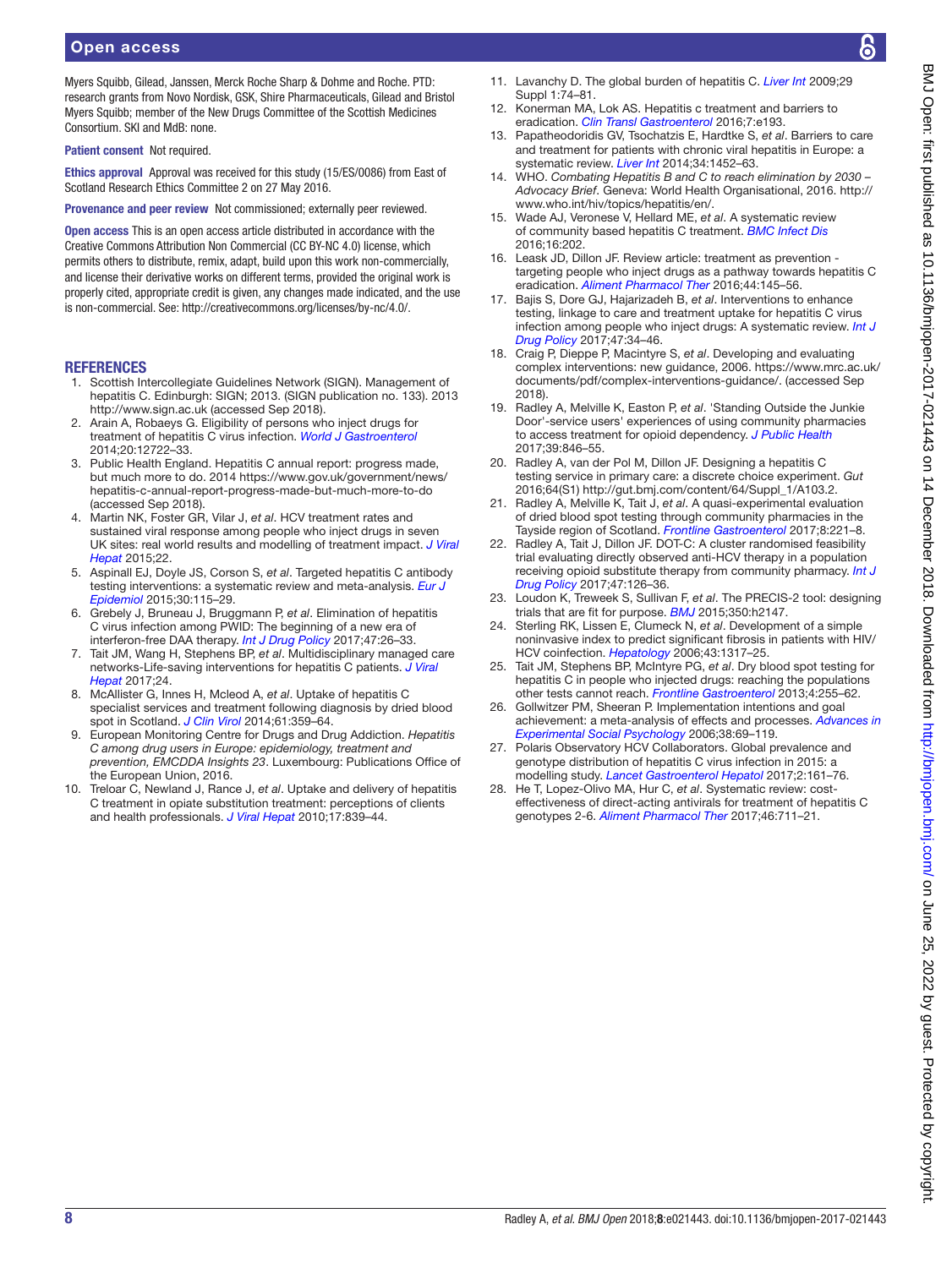Myers Squibb, Gilead, Janssen, Merck Roche Sharp & Dohme and Roche. PTD: research grants from Novo Nordisk, GSK, Shire Pharmaceuticals, Gilead and Bristol Myers Squibb; member of the New Drugs Committee of the Scottish Medicines Consortium. SKI and MdB: none.

**Patient consent** Not required.

**Ethics approval** Approval was received for this study (15/ES/0086) from East of Scotland Research Ethics Committee 2 on 27 May 2016.

**Provenance and peer review** Not commissioned; externally peer reviewed.

**Open access** This is an open access article distributed in accordance with the Creative Commons Attribution Non Commercial (CC BY-NC 4.0) license, which permits others to distribute, remix, adapt, build upon this work non-commercially, and license their derivative works on different terms, provided the original work is properly cited, appropriate credit is given, any changes made indicated, and the use is non-commercial. See: http://creativecommons.org/licenses/by-nc/4.0/.

## REFERENCES

1. Scottish Intercollegiate Guidelines Network (SIGN). Management of hepatitis C. Edinburgh: SIGN; 2013. (SIGN publication no. 133). 2013 http://www.sign.ac.uk (accessed Sep 2018).
2. Arain A, Robaeys G. Eligibility of persons who inject drugs for treatment of hepatitis C virus infection. *World J Gastroenterol* 2014;20:12722–33.
3. Public Health England. Hepatitis C annual report: progress made, but much more to do. 2014 https://www.gov.uk/government/news/hepatitis-c-annual-report-progress-made-but-much-more-to-do (accessed Sep 2018).
4. Martin NK, Foster GR, Vilar J, *et al*. HCV treatment rates and sustained viral response among people who inject drugs in seven UK sites: real world results and modelling of treatment impact. *J Viral Hepat* 2015;22.
5. Aspinall EJ, Doyle JS, Corson S, *et al*. Targeted hepatitis C antibody testing interventions: a systematic review and meta-analysis. *Eur J Epidemiol* 2015;30:115–29.
6. Grebely J, Bruneau J, Bruggmann P, *et al*. Elimination of hepatitis C virus infection among PWID: The beginning of a new era of interferon-free DAA therapy. *Int J Drug Policy* 2017;47:26–33.
7. Tait JM, Wang H, Stephens BP, *et al*. Multidisciplinary managed care networks-Life-saving interventions for hepatitis C patients. *J Viral Hepat* 2017;24.
8. McAllister G, Innes H, Mcleod A, *et al*. Uptake of hepatitis C specialist services and treatment following diagnosis by dried blood spot in Scotland. *J Clin Virol* 2014;61:359–64.
9. European Monitoring Centre for Drugs and Drug Addiction. *Hepatitis C among drug users in Europe: epidemiology, treatment and prevention, EMCDDA Insights 23*. Luxembourg: Publications Office of the European Union, 2016.
10. Treloar C, Newland J, Rance J, *et al*. Uptake and delivery of hepatitis C treatment in opiate substitution treatment: perceptions of clients and health professionals. *J Viral Hepat* 2010;17:839–44.
11. Lavanchy D. The global burden of hepatitis C. *Liver Int* 2009;29 Suppl 1:74–81.
12. Konerman MA, Lok AS. Hepatitis c treatment and barriers to eradication. *Clin Transl Gastroenterol* 2016;7:e193.
13. Papatheodoridis GV, Tsochatzis E, Hardtke S, *et al*. Barriers to care and treatment for patients with chronic viral hepatitis in Europe: a systematic review. *Liver Int* 2014;34:1452–63.
14. WHO. *Combating Hepatitis B and C to reach elimination by 2030 – Advocacy Brief*. Geneva: World Health Organisational, 2016. http://www.who.int/hiv/topics/hepatitis/en/.
15. Wade AJ, Veronese V, Hellard ME, *et al*. A systematic review of community based hepatitis C treatment. *BMC Infect Dis* 2016;16:202.
16. Leask JD, Dillon JF. Review article: treatment as prevention - targeting people who inject drugs as a pathway towards hepatitis C eradication. *Aliment Pharmacol Ther* 2016;44:145–56.
17. Bajis S, Dore GJ, Hajarizadeh B, *et al*. Interventions to enhance testing, linkage to care and treatment uptake for hepatitis C virus infection among people who inject drugs: A systematic review. *Int J Drug Policy* 2017;47:34–46.
18. Craig P, Dieppe P, Macintyre S, *et al*. Developing and evaluating complex interventions: new guidance, 2006. https://www.mrc.ac.uk/documents/pdf/complex-interventions-guidance/. (accessed Sep 2018).
19. Radley A, Melville K, Easton P, *et al*. 'Standing Outside the Junkie Door'-service users' experiences of using community pharmacies to access treatment for opioid dependency. *J Public Health* 2017;39:846–55.
20. Radley A, van der Pol M, Dillon JF. Designing a hepatitis C testing service in primary care: a discrete choice experiment. *Gut* 2016;64(S1) http://gut.bmj.com/content/64/Suppl_1/A103.2.
21. Radley A, Melville K, Tait J, *et al*. A quasi-experimental evaluation of dried blood spot testing through community pharmacies in the Tayside region of Scotland. *Frontline Gastroenterol* 2017;8:221–8.
22. Radley A, Tait J, Dillon JF. DOT-C: A cluster randomised feasibility trial evaluating directly observed anti-HCV therapy in a population receiving opioid substitute therapy from community pharmacy. *Int J Drug Policy* 2017;47:126–36.
23. Loudon K, Treweek S, Sullivan F, *et al*. The PRECIS-2 tool: designing trials that are fit for purpose. *BMJ* 2015;350:h2147.
24. Sterling RK, Lissen E, Clumeck N, *et al*. Development of a simple noninvasive index to predict significant fibrosis in patients with HIV/HCV coinfection. *Hepatology* 2006;43:1317–25.
25. Tait JM, Stephens BP, McIntyre PG, *et al*. Dry blood spot testing for hepatitis C in people who injected drugs: reaching the populations other tests cannot reach. *Frontline Gastroenterol* 2013;4:255–62.
26. Gollwitzer PM, Sheeran P. Implementation intentions and goal achievement: a meta-analysis of effects and processes. *Advances in Experimental Social Psychology* 2006;38:69–119.
27. Polaris Observatory HCV Collaborators. Global prevalence and genotype distribution of hepatitis C virus infection in 2015: a modelling study. *Lancet Gastroenterol Hepatol* 2017;2:161–76.
28. He T, Lopez-Olivo MA, Hur C, *et al*. Systematic review: cost-effectiveness of direct-acting antivirals for treatment of hepatitis C genotypes 2-6. *Aliment Pharmacol Ther* 2017;46:711–21.